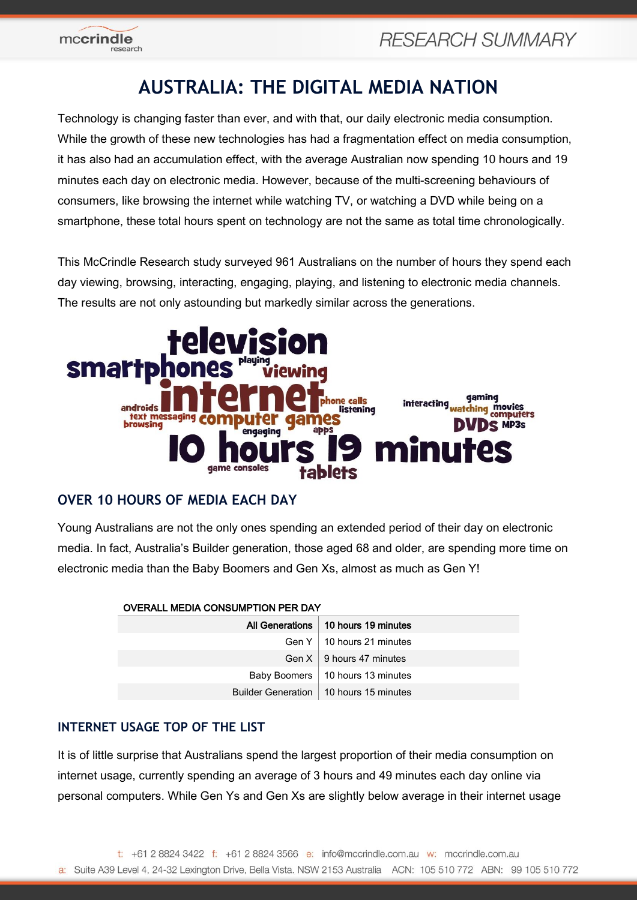# AUSTRALIA: THE DIGITAL MEDIA NATION

Technology is changing faster than ever, and with that, our daily electronic media consumption. While the growth of these new technologies has had a fragmentation effect on media consumption, it has also had an accumulation effect, with the average Australian now spending 10 hours and 19 minutes each day on electronic media. However, because of the multi-screening behaviours of consumers, like browsing the internet while watching TV, or watching a DVD while being on a smartphone, these total hours spent on technology are not the same as total time chronologically.

This McCrindle Research study surveyed 961 Australians on the number of hours they spend each day viewing, browsing, interacting, engaging, playing, and listening to electronic media channels. The results are not only astounding but markedly similar across the generations.

## OVER 10 HOURS OF MEDIA EACH DAY

Young Australians are not the only ones spending an extended period of their day on electronic media. In fact, Australia's Builder generation, those aged 68 and older, are spending more time on electronic media than the Baby Boomers and Gen Xs, almost as much as Gen Y!

OVERALL MEDIA CONSUMPTION PER DAY

| | |
|---|---|
| **All Generations** | **10 hours 19 minutes** |
| Gen Y | 10 hours 21 minutes |
| Gen X | 9 hours 47 minutes |
| Baby Boomers | 10 hours 13 minutes |
| Builder Generation | 10 hours 15 minutes |

## INTERNET USAGE TOP OF THE LIST

It is of little surprise that Australians spend the largest proportion of their media consumption on internet usage, currently spending an average of 3 hours and 49 minutes each day online via personal computers. While Gen Ys and Gen Xs are slightly below average in their internet usage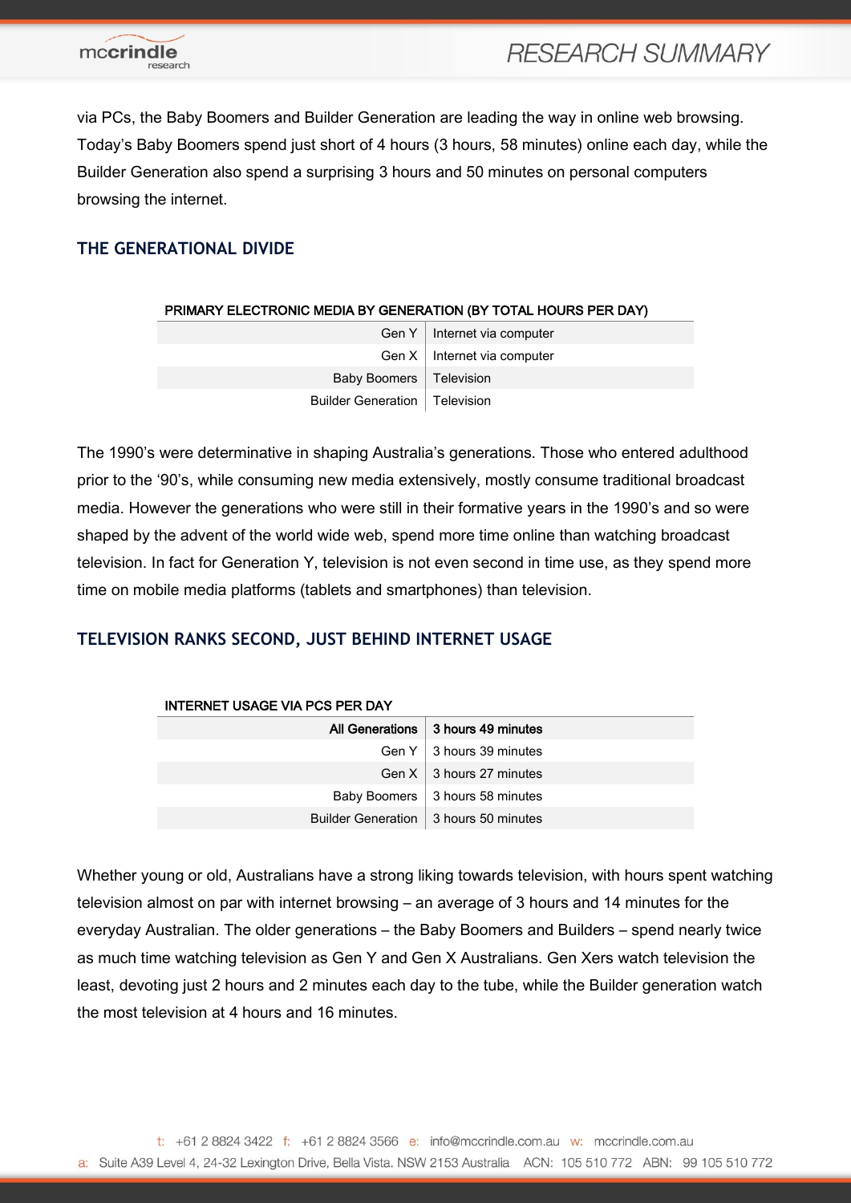via PCs, the Baby Boomers and Builder Generation are leading the way in online web browsing. Today's Baby Boomers spend just short of 4 hours (3 hours, 58 minutes) online each day, while the Builder Generation also spend a surprising 3 hours and 50 minutes on personal computers browsing the internet.

## THE GENERATIONAL DIVIDE

**PRIMARY ELECTRONIC MEDIA BY GENERATION (BY TOTAL HOURS PER DAY)**

| | |
|---|---|
| Gen Y | Internet via computer |
| Gen X | Internet via computer |
| Baby Boomers | Television |
| Builder Generation | Television |

The 1990's were determinative in shaping Australia's generations. Those who entered adulthood prior to the '90's, while consuming new media extensively, mostly consume traditional broadcast media. However the generations who were still in their formative years in the 1990's and so were shaped by the advent of the world wide web, spend more time online than watching broadcast television. In fact for Generation Y, television is not even second in time use, as they spend more time on mobile media platforms (tablets and smartphones) than television.

## TELEVISION RANKS SECOND, JUST BEHIND INTERNET USAGE

**INTERNET USAGE VIA PCS PER DAY**

| **All Generations** | **3 hours 49 minutes** |
|---|---|
| Gen Y | 3 hours 39 minutes |
| Gen X | 3 hours 27 minutes |
| Baby Boomers | 3 hours 58 minutes |
| Builder Generation | 3 hours 50 minutes |

Whether young or old, Australians have a strong liking towards television, with hours spent watching television almost on par with internet browsing – an average of 3 hours and 14 minutes for the everyday Australian. The older generations – the Baby Boomers and Builders – spend nearly twice as much time watching television as Gen Y and Gen X Australians. Gen Xers watch television the least, devoting just 2 hours and 2 minutes each day to the tube, while the Builder generation watch the most television at 4 hours and 16 minutes.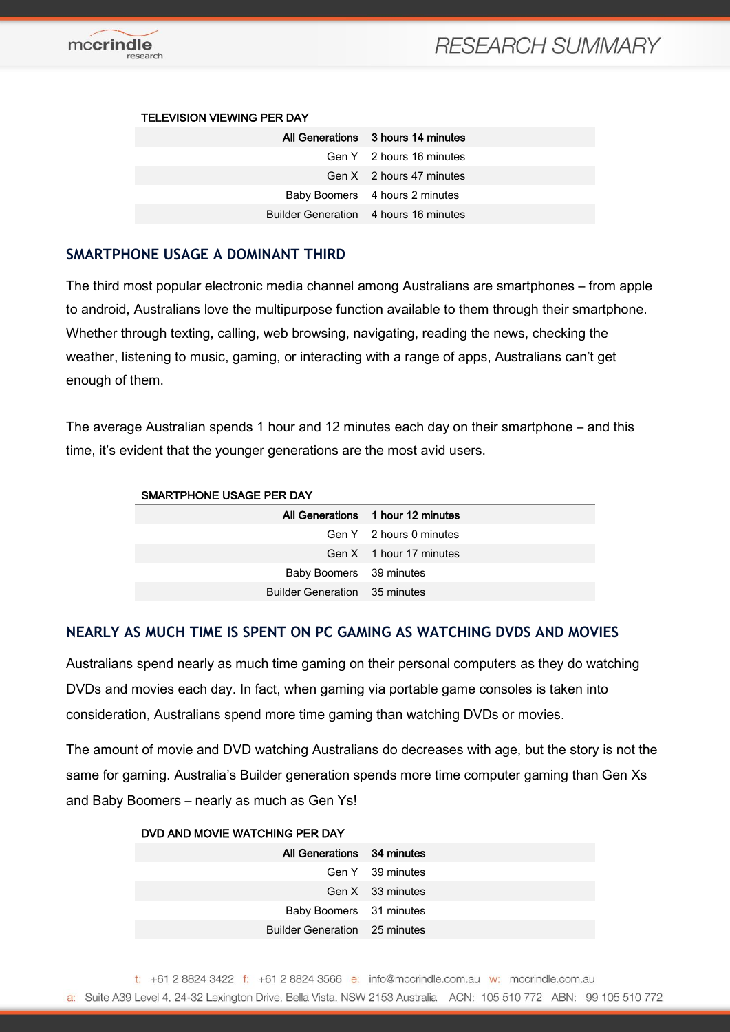TELEVISION VIEWING PER DAY

| | |
|---|---|
| **All Generations** | **3 hours 14 minutes** |
| Gen Y | 2 hours 16 minutes |
| Gen X | 2 hours 47 minutes |
| Baby Boomers | 4 hours 2 minutes |
| Builder Generation | 4 hours 16 minutes |

## SMARTPHONE USAGE A DOMINANT THIRD

The third most popular electronic media channel among Australians are smartphones – from apple to android, Australians love the multipurpose function available to them through their smartphone. Whether through texting, calling, web browsing, navigating, reading the news, checking the weather, listening to music, gaming, or interacting with a range of apps, Australians can't get enough of them.

The average Australian spends 1 hour and 12 minutes each day on their smartphone – and this time, it's evident that the younger generations are the most avid users.

SMARTPHONE USAGE PER DAY

| | |
|---|---|
| **All Generations** | **1 hour 12 minutes** |
| Gen Y | 2 hours 0 minutes |
| Gen X | 1 hour 17 minutes |
| Baby Boomers | 39 minutes |
| Builder Generation | 35 minutes |

## NEARLY AS MUCH TIME IS SPENT ON PC GAMING AS WATCHING DVDS AND MOVIES

Australians spend nearly as much time gaming on their personal computers as they do watching DVDs and movies each day. In fact, when gaming via portable game consoles is taken into consideration, Australians spend more time gaming than watching DVDs or movies.

The amount of movie and DVD watching Australians do decreases with age, but the story is not the same for gaming. Australia's Builder generation spends more time computer gaming than Gen Xs and Baby Boomers – nearly as much as Gen Ys!

DVD AND MOVIE WATCHING PER DAY

| | |
|---|---|
| **All Generations** | **34 minutes** |
| Gen Y | 39 minutes |
| Gen X | 33 minutes |
| Baby Boomers | 31 minutes |
| Builder Generation | 25 minutes |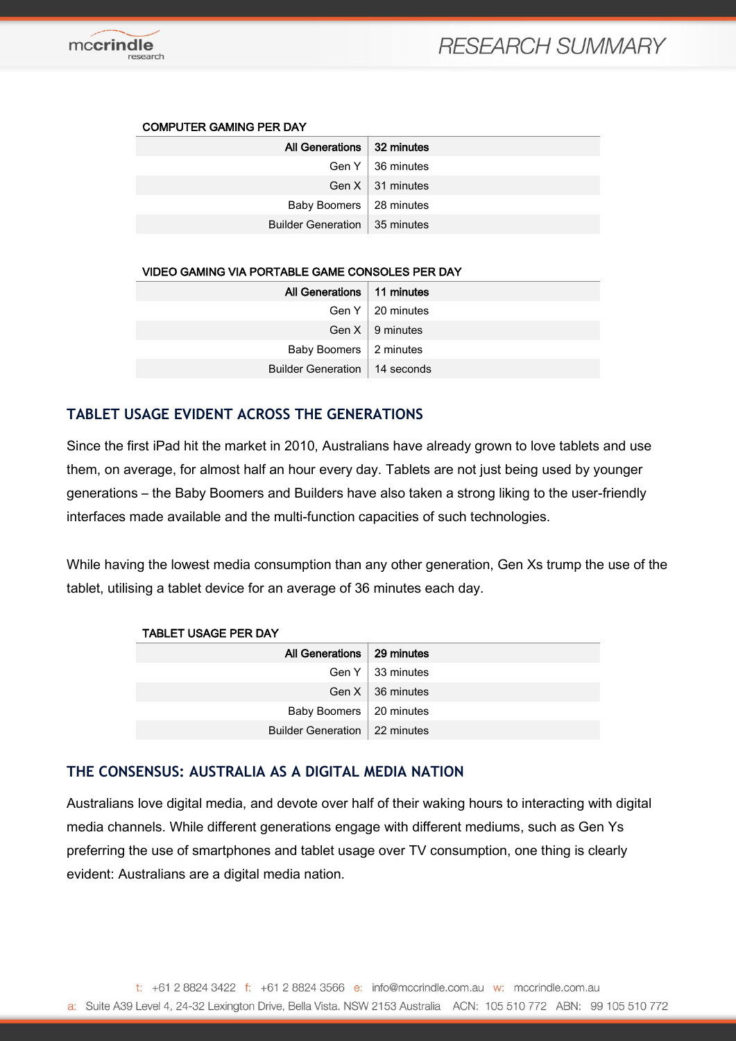COMPUTER GAMING PER DAY

| | |
|---|---|
| **All Generations** | **32 minutes** |
| Gen Y | 36 minutes |
| Gen X | 31 minutes |
| Baby Boomers | 28 minutes |
| Builder Generation | 35 minutes |

VIDEO GAMING VIA PORTABLE GAME CONSOLES PER DAY

| | |
|---|---|
| **All Generations** | **11 minutes** |
| Gen Y | 20 minutes |
| Gen X | 9 minutes |
| Baby Boomers | 2 minutes |
| Builder Generation | 14 seconds |

## TABLET USAGE EVIDENT ACROSS THE GENERATIONS

Since the first iPad hit the market in 2010, Australians have already grown to love tablets and use them, on average, for almost half an hour every day. Tablets are not just being used by younger generations – the Baby Boomers and Builders have also taken a strong liking to the user-friendly interfaces made available and the multi-function capacities of such technologies.

While having the lowest media consumption than any other generation, Gen Xs trump the use of the tablet, utilising a tablet device for an average of 36 minutes each day.

TABLET USAGE PER DAY

| | |
|---|---|
| **All Generations** | **29 minutes** |
| Gen Y | 33 minutes |
| Gen X | 36 minutes |
| Baby Boomers | 20 minutes |
| Builder Generation | 22 minutes |

## THE CONSENSUS: AUSTRALIA AS A DIGITAL MEDIA NATION

Australians love digital media, and devote over half of their waking hours to interacting with digital media channels. While different generations engage with different mediums, such as Gen Ys preferring the use of smartphones and tablet usage over TV consumption, one thing is clearly evident: Australians are a digital media nation.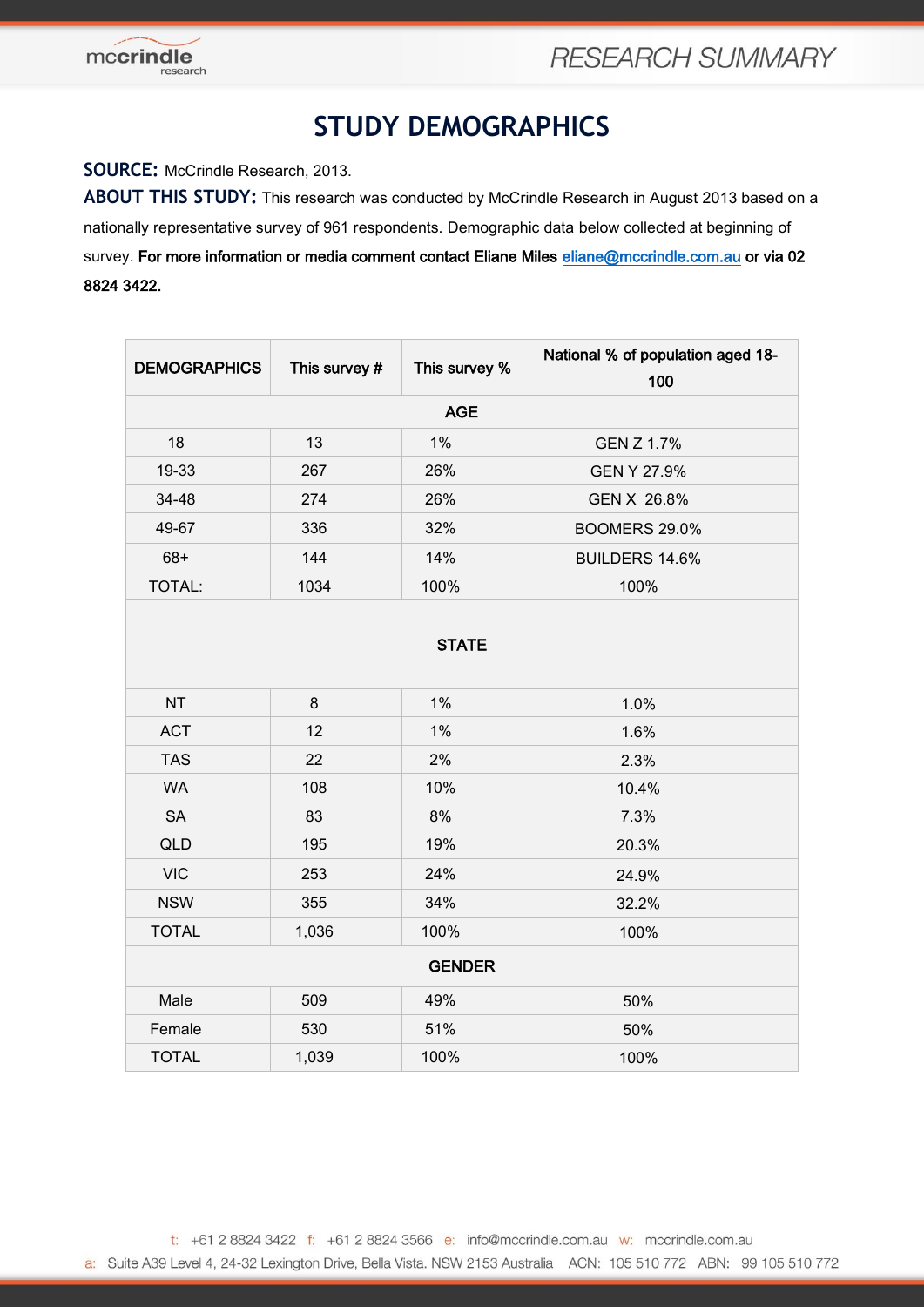# STUDY DEMOGRAPHICS

**SOURCE:** McCrindle Research, 2013.

**ABOUT THIS STUDY:** This research was conducted by McCrindle Research in August 2013 based on a nationally representative survey of 961 respondents. Demographic data below collected at beginning of survey. **For more information or media comment contact Eliane Miles eliane@mccrindle.com.au or via 02 8824 3422.**

| DEMOGRAPHICS | This survey # | This survey % | National % of population aged 18-100 |
|---|---|---|---|
| **AGE** | | | |
| 18 | 13 | 1% | GEN Z 1.7% |
| 19-33 | 267 | 26% | GEN Y 27.9% |
| 34-48 | 274 | 26% | GEN X 26.8% |
| 49-67 | 336 | 32% | BOOMERS 29.0% |
| 68+ | 144 | 14% | BUILDERS 14.6% |
| TOTAL: | 1034 | 100% | 100% |
| **STATE** | | | |
| NT | 8 | 1% | 1.0% |
| ACT | 12 | 1% | 1.6% |
| TAS | 22 | 2% | 2.3% |
| WA | 108 | 10% | 10.4% |
| SA | 83 | 8% | 7.3% |
| QLD | 195 | 19% | 20.3% |
| VIC | 253 | 24% | 24.9% |
| NSW | 355 | 34% | 32.2% |
| TOTAL | 1,036 | 100% | 100% |
| **GENDER** | | | |
| Male | 509 | 49% | 50% |
| Female | 530 | 51% | 50% |
| TOTAL | 1,039 | 100% | 100% |